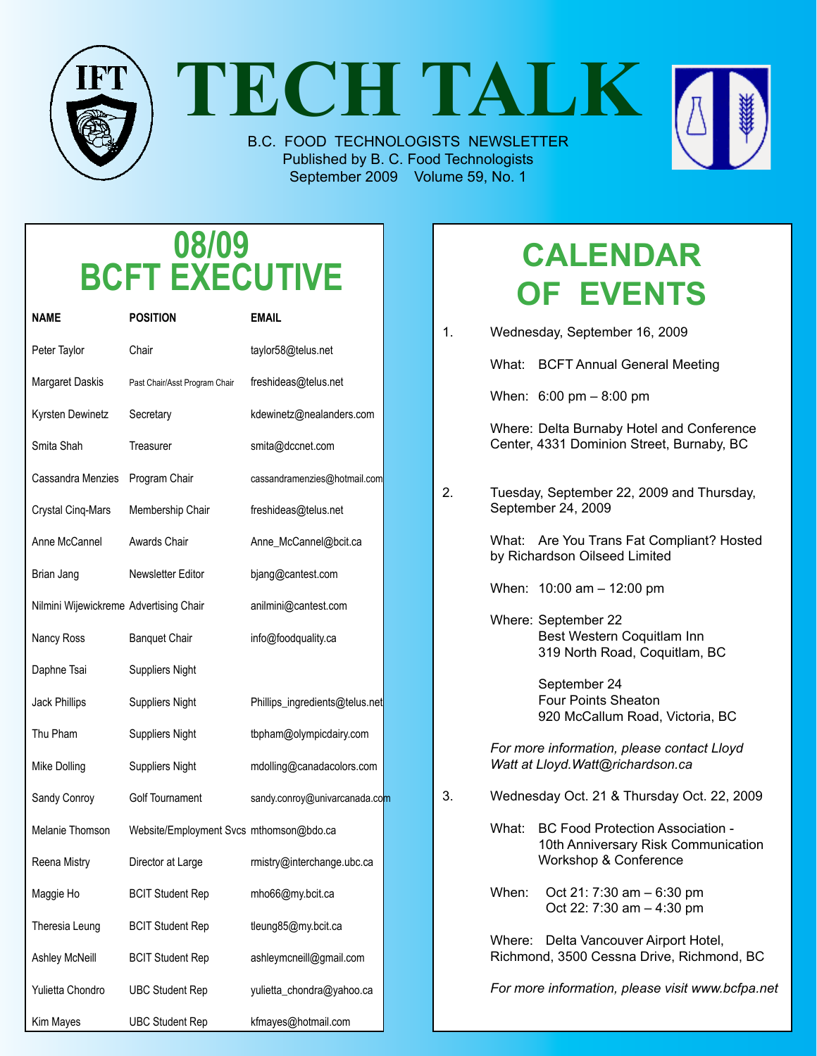# TECH TALK

B.C. FOOD TECHNOLOGISTS NEWSLETTER
Published by B. C. Food Technologists
September 2009 Volume 59, No. 1

## 08/09 BCFT EXECUTIVE

| NAME | POSITION | EMAIL |
|---|---|---|
| Peter Taylor | Chair | taylor58@telus.net |
| Margaret Daskis | Past Chair/Asst Program Chair | freshideas@telus.net |
| Kyrsten Dewinetz | Secretary | kdewinetz@nealanders.com |
| Smita Shah | Treasurer | smita@dccnet.com |
| Cassandra Menzies | Program Chair | cassandramenzies@hotmail.com |
| Crystal Cinq-Mars | Membership Chair | freshideas@telus.net |
| Anne McCannel | Awards Chair | Anne_McCannel@bcit.ca |
| Brian Jang | Newsletter Editor | bjang@cantest.com |
| Nilmini Wijewickreme | Advertising Chair | anilmini@cantest.com |
| Nancy Ross | Banquet Chair | info@foodquality.ca |
| Daphne Tsai | Suppliers Night | |
| Jack Phillips | Suppliers Night | Phillips_ingredients@telus.net |
| Thu Pham | Suppliers Night | tbpham@olympicdairy.com |
| Mike Dolling | Suppliers Night | mdolling@canadacolors.com |
| Sandy Conroy | Golf Tournament | sandy.conroy@univarcanada.com |
| Melanie Thomson | Website/Employment Svcs | mthomson@bdo.ca |
| Reena Mistry | Director at Large | rmistry@interchange.ubc.ca |
| Maggie Ho | BCIT Student Rep | mho66@my.bcit.ca |
| Theresia Leung | BCIT Student Rep | tleung85@my.bcit.ca |
| Ashley McNeill | BCIT Student Rep | ashleymcneill@gmail.com |
| Yulietta Chondro | UBC Student Rep | yulietta_chondro@yahoo.ca |
| Kim Mayes | UBC Student Rep | kfmayes@hotmail.com |

## CALENDAR OF EVENTS

1. Wednesday, September 16, 2009

   What: BCFT Annual General Meeting

   When: 6:00 pm – 8:00 pm

   Where: Delta Burnaby Hotel and Conference Center, 4331 Dominion Street, Burnaby, BC

2. Tuesday, September 22, 2009 and Thursday, September 24, 2009

   What: Are You Trans Fat Compliant? Hosted by Richardson Oilseed Limited

   When: 10:00 am – 12:00 pm

   Where: September 22
   Best Western Coquitlam Inn
   319 North Road, Coquitlam, BC

   September 24
   Four Points Sheaton
   920 McCallum Road, Victoria, BC

   *For more information, please contact Lloyd Watt at Lloyd.Watt@richardson.ca*

3. Wednesday Oct. 21 & Thursday Oct. 22, 2009

   What: BC Food Protection Association - 10th Anniversary Risk Communication Workshop & Conference

   When: Oct 21: 7:30 am – 6:30 pm
   Oct 22: 7:30 am – 4:30 pm

   Where: Delta Vancouver Airport Hotel, Richmond, 3500 Cessna Drive, Richmond, BC

   *For more information, please visit www.bcfpa.net*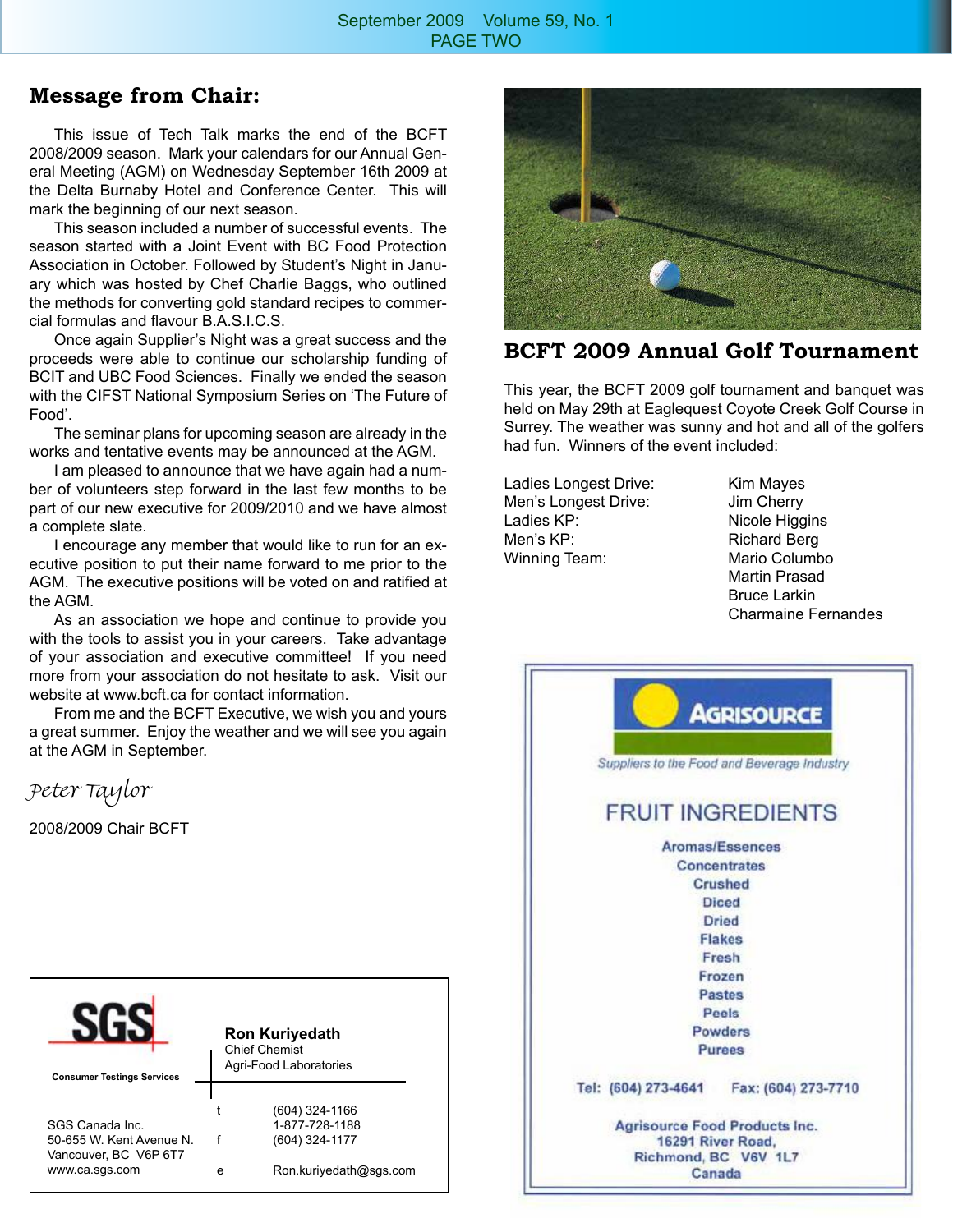## Message from Chair:

This issue of Tech Talk marks the end of the BCFT 2008/2009 season. Mark your calendars for our Annual General Meeting (AGM) on Wednesday September 16th 2009 at the Delta Burnaby Hotel and Conference Center. This will mark the beginning of our next season.

This season included a number of successful events. The season started with a Joint Event with BC Food Protection Association in October. Followed by Student's Night in January which was hosted by Chef Charlie Baggs, who outlined the methods for converting gold standard recipes to commercial formulas and flavour B.A.S.I.C.S.

Once again Supplier's Night was a great success and the proceeds were able to continue our scholarship funding of BCIT and UBC Food Sciences. Finally we ended the season with the CIFST National Symposium Series on 'The Future of Food'.

The seminar plans for upcoming season are already in the works and tentative events may be announced at the AGM.

I am pleased to announce that we have again had a number of volunteers step forward in the last few months to be part of our new executive for 2009/2010 and we have almost a complete slate.

I encourage any member that would like to run for an executive position to put their name forward to me prior to the AGM. The executive positions will be voted on and ratified at the AGM.

As an association we hope and continue to provide you with the tools to assist you in your careers. Take advantage of your association and executive committee! If you need more from your association do not hesitate to ask. Visit our website at www.bcft.ca for contact information.

From me and the BCFT Executive, we wish you and yours a great summer. Enjoy the weather and we will see you again at the AGM in September.

*Peter Taylor*

2008/2009 Chair BCFT

---

**SGS**

Consumer Testings Services

**Ron Kuriyedath**
Chief Chemist
Agri-Food Laboratories

SGS Canada Inc.
50-655 W. Kent Avenue N.
Vancouver, BC V6P 6T7
www.ca.sgs.com

t (604) 324-1166
1-877-728-1188
f (604) 324-1177
e Ron.kuriyedath@sgs.com

---

## BCFT 2009 Annual Golf Tournament

This year, the BCFT 2009 golf tournament and banquet was held on May 29th at Eaglequest Coyote Creek Golf Course in Surrey. The weather was sunny and hot and all of the golfers had fun. Winners of the event included:

| | |
|---|---|
| Ladies Longest Drive: | Kim Mayes |
| Men's Longest Drive: | Jim Cherry |
| Ladies KP: | Nicole Higgins |
| Men's KP: | Richard Berg |
| Winning Team: | Mario Columbo |
| | Martin Prasad |
| | Bruce Larkin |
| | Charmaine Fernandes |

---

**AGRISOURCE**

*Suppliers to the Food and Beverage Industry*

FRUIT INGREDIENTS

Aromas/Essences
Concentrates
Crushed
Diced
Dried
Flakes
Fresh
Frozen
Pastes
Peels
Powders
Purees

Tel: (604) 273-4641 Fax: (604) 273-7710

Agrisource Food Products Inc.
16291 River Road,
Richmond, BC V6V 1L7
Canada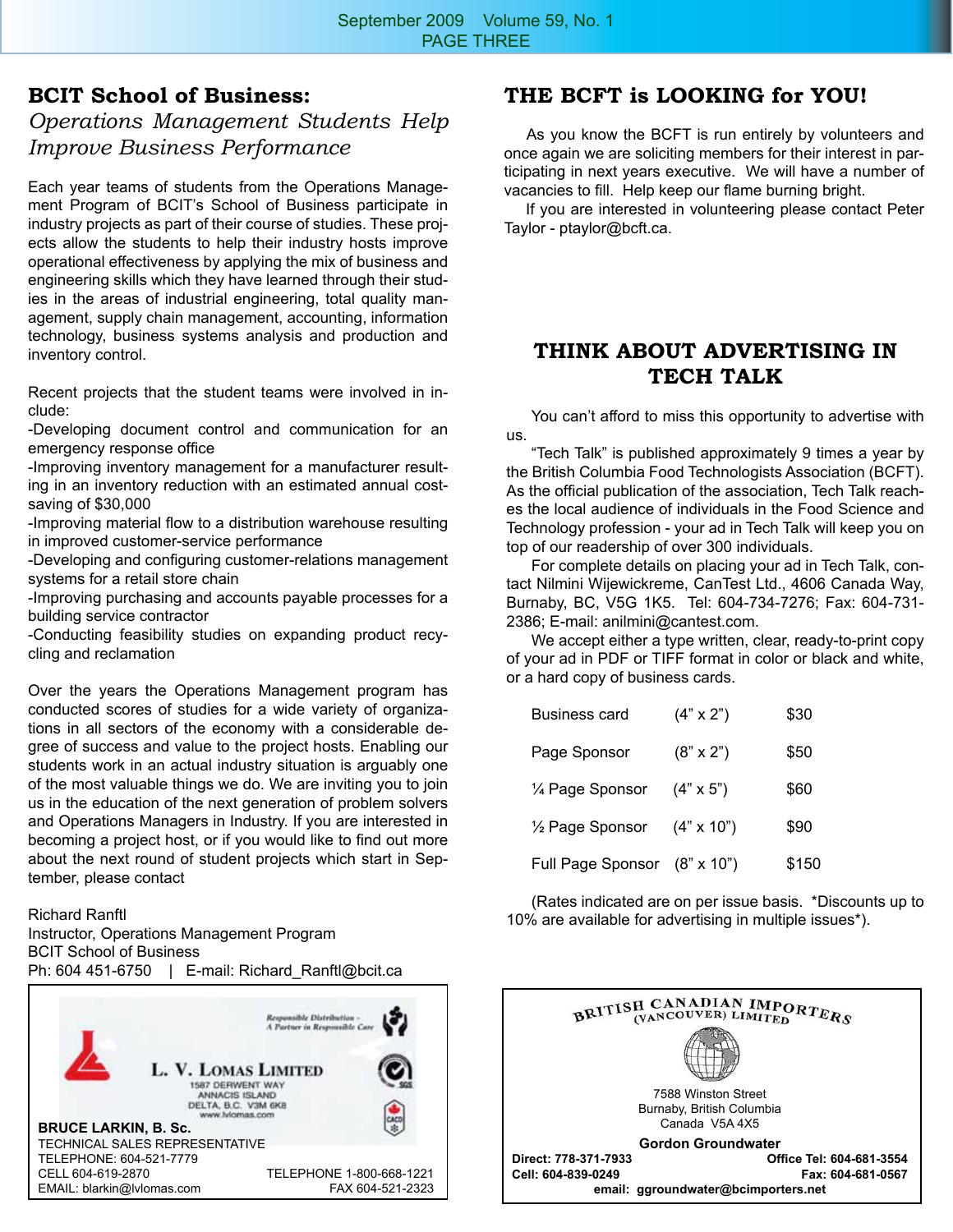## BCIT School of Business:

*Operations Management Students Help Improve Business Performance*

Each year teams of students from the Operations Management Program of BCIT's School of Business participate in industry projects as part of their course of studies. These projects allow the students to help their industry hosts improve operational effectiveness by applying the mix of business and engineering skills which they have learned through their studies in the areas of industrial engineering, total quality management, supply chain management, accounting, information technology, business systems analysis and production and inventory control.

Recent projects that the student teams were involved in include:
-Developing document control and communication for an emergency response office
-Improving inventory management for a manufacturer resulting in an inventory reduction with an estimated annual cost-saving of $30,000
-Improving material flow to a distribution warehouse resulting in improved customer-service performance
-Developing and configuring customer-relations management systems for a retail store chain
-Improving purchasing and accounts payable processes for a building service contractor
-Conducting feasibility studies on expanding product recycling and reclamation

Over the years the Operations Management program has conducted scores of studies for a wide variety of organizations in all sectors of the economy with a considerable degree of success and value to the project hosts. Enabling our students work in an actual industry situation is arguably one of the most valuable things we do. We are inviting you to join us in the education of the next generation of problem solvers and Operations Managers in Industry. If you are interested in becoming a project host, or if you would like to find out more about the next round of student projects which start in September, please contact

Richard Ranftl
Instructor, Operations Management Program
BCIT School of Business
Ph: 604 451-6750 | E-mail: Richard_Ranftl@bcit.ca

Responsible Distribution - A Partner in Responsible Care

L. V. LOMAS LIMITED
1587 DERWENT WAY
ANNACIS ISLAND
DELTA, B.C. V3M 6K8
www.lvlomas.com

**BRUCE LARKIN, B. Sc.**
TECHNICAL SALES REPRESENTATIVE
TELEPHONE: 604-521-7779
CELL 604-619-2870
TELEPHONE 1-800-668-1221
EMAIL: blarkin@lvlomas.com
FAX 604-521-2323

## THE BCFT is LOOKING for YOU!

As you know the BCFT is run entirely by volunteers and once again we are soliciting members for their interest in participating in next years executive. We will have a number of vacancies to fill. Help keep our flame burning bright.

If you are interested in volunteering please contact Peter Taylor - ptaylor@bcft.ca.

## THINK ABOUT ADVERTISING IN TECH TALK

You can't afford to miss this opportunity to advertise with us.

"Tech Talk" is published approximately 9 times a year by the British Columbia Food Technologists Association (BCFT). As the official publication of the association, Tech Talk reaches the local audience of individuals in the Food Science and Technology profession - your ad in Tech Talk will keep you on top of our readership of over 300 individuals.

For complete details on placing your ad in Tech Talk, contact Nilmini Wijewickreme, CanTest Ltd., 4606 Canada Way, Burnaby, BC, V5G 1K5. Tel: 604-734-7276; Fax: 604-731-2386; E-mail: anilmini@cantest.com.

We accept either a type written, clear, ready-to-print copy of your ad in PDF or TIFF format in color or black and white, or a hard copy of business cards.

| | | |
|---|---|---|
| Business card | (4" x 2") | $30 |
| Page Sponsor | (8" x 2") | $50 |
| ¼ Page Sponsor | (4" x 5") | $60 |
| ½ Page Sponsor | (4" x 10") | $90 |
| Full Page Sponsor | (8" x 10") | $150 |

(Rates indicated are on per issue basis. *Discounts up to 10% are available for advertising in multiple issues*).

BRITISH CANADIAN IMPORTERS (VANCOUVER) LIMITED

7588 Winston Street
Burnaby, British Columbia
Canada V5A 4X5

**Gordon Groundwater**

**Direct: 778-371-7933** **Office Tel: 604-681-3554**
**Cell: 604-839-0249** **Fax: 604-681-0567**
**email: ggroundwater@bcimporters.net**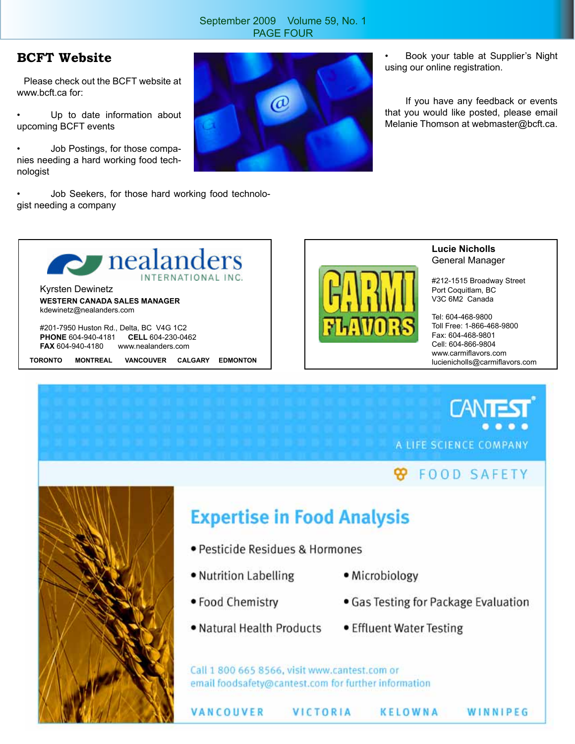## BCFT Website

Please check out the BCFT website at www.bcft.ca for:

- Up to date information about upcoming BCFT events
- Job Postings, for those companies needing a hard working food technologist
- Job Seekers, for those hard working food technologist needing a company
- Book your table at Supplier's Night using our online registration.

If you have any feedback or events that you would like posted, please email Melanie Thomson at webmaster@bcft.ca.

---

**nealanders INTERNATIONAL INC.**

Kyrsten Dewinetz
**WESTERN CANADA SALES MANAGER**
kdewinetz@nealanders.com

#201-7950 Huston Rd., Delta, BC V4G 1C2
**PHONE** 604-940-4181 **CELL** 604-230-0462
**FAX** 604-940-4180 www.nealanders.com

**TORONTO MONTREAL VANCOUVER CALGARY EDMONTON**

---

**CARMI FLAVORS**

**Lucie Nicholls**
General Manager

#212-1515 Broadway Street
Port Coquitlam, BC
V3C 6M2 Canada

Tel: 604-468-9800
Toll Free: 1-866-468-9800
Fax: 604-468-9801
Cell: 604-866-9804
www.carmiflavors.com
lucienicholls@carmiflavors.com

---

**CANTEST**
A LIFE SCIENCE COMPANY

FOOD SAFETY

## Expertise in Food Analysis

- Pesticide Residues & Hormones
- Nutrition Labelling
- Microbiology
- Food Chemistry
- Gas Testing for Package Evaluation
- Natural Health Products
- Effluent Water Testing

Call 1 800 665 8566, visit www.cantest.com or email foodsafety@cantest.com for further information

VANCOUVER VICTORIA KELOWNA WINNIPEG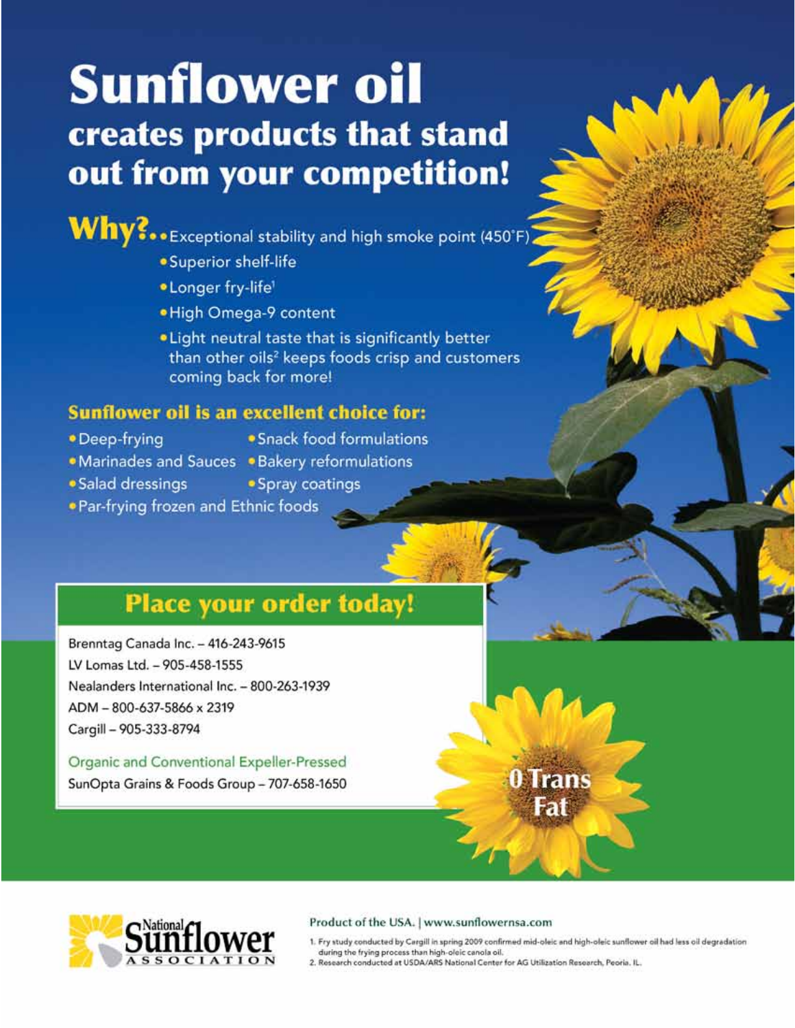# Sunflower oil

## creates products that stand out from your competition!

**Why?**

- Exceptional stability and high smoke point (450°F)
- Superior shelf-life
- Longer fry-life[1]
- High Omega-9 content
- Light neutral taste that is significantly better than other oils[2] keeps foods crisp and customers coming back for more!

### Sunflower oil is an excellent choice for:

- Deep-frying
- Snack food formulations
- Marinades and Sauces
- Bakery reformulations
- Salad dressings
- Spray coatings
- Par-frying frozen and Ethnic foods

### Place your order today!

Brenntag Canada Inc. – 416-243-9615
LV Lomas Ltd. – 905-458-1555
Nealanders International Inc. – 800-263-1939
ADM – 800-637-5866 x 2319
Cargill – 905-333-8794

Organic and Conventional Expeller-Pressed
SunOpta Grains & Foods Group – 707-658-1650

0 Trans Fat

National Sunflower Association

Product of the USA. | www.sunflowernsa.com

1. Fry study conducted by Cargill in spring 2009 confirmed mid-oleic and high-oleic sunflower oil had less oil degradation during the frying process than high-oleic canola oil.
2. Research conducted at USDA/ARS National Center for AG Utilization Research, Peoria, IL.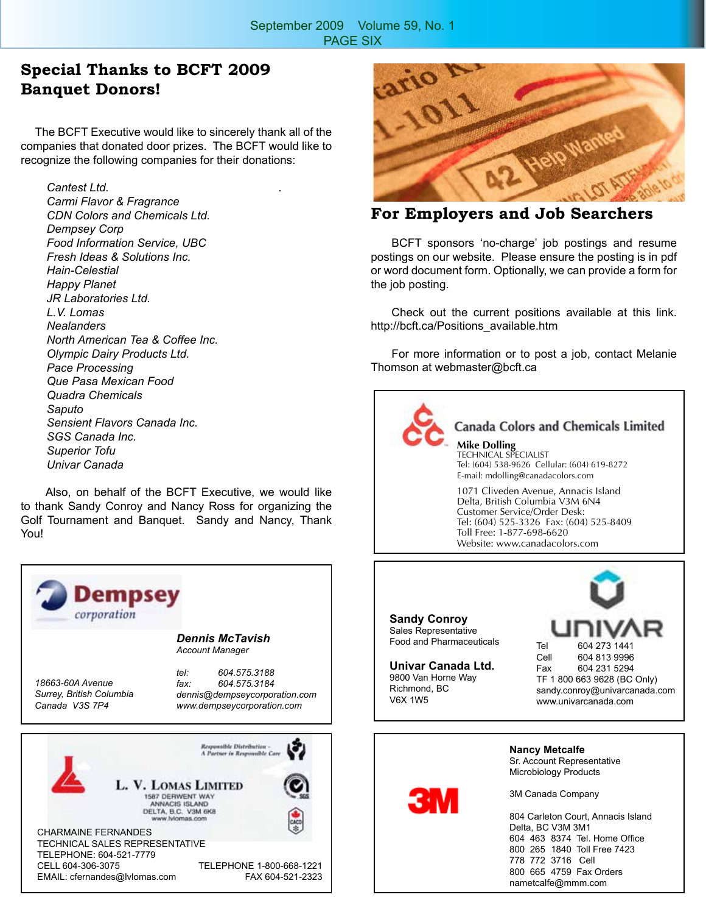## Special Thanks to BCFT 2009 Banquet Donors!

The BCFT Executive would like to sincerely thank all of the companies that donated door prizes. The BCFT would like to recognize the following companies for their donations:

*Cantest Ltd.*
*Carmi Flavor & Fragrance*
*CDN Colors and Chemicals Ltd.*
*Dempsey Corp*
*Food Information Service, UBC*
*Fresh Ideas & Solutions Inc.*
*Hain-Celestial*
*Happy Planet*
*JR Laboratories Ltd.*
*L.V. Lomas*
*Nealanders*
*North American Tea & Coffee Inc.*
*Olympic Dairy Products Ltd.*
*Pace Processing*
*Que Pasa Mexican Food*
*Quadra Chemicals*
*Saputo*
*Sensient Flavors Canada Inc.*
*SGS Canada Inc.*
*Superior Tofu*
*Univar Canada*

Also, on behalf of the BCFT Executive, we would like to thank Sandy Conroy and Nancy Ross for organizing the Golf Tournament and Banquet. Sandy and Nancy, Thank You!

---

Dempsey corporation

***Dennis McTavish***
*Account Manager*

*18663-60A Avenue*
*Surrey, British Columbia*
*Canada V3S 7P4*

*tel: 604.575.3188*
*fax: 604.575.3184*
*dennis@dempseycorporation.com*
*www.dempseycorporation.com*

---

Responsible Distribution - A Partner in Responsible Care

L. V. LOMAS LIMITED
1587 DERWENT WAY
ANNACIS ISLAND
DELTA, B.C. V3M 6K8
www.lvlomas.com

CHARMAINE FERNANDES
TECHNICAL SALES REPRESENTATIVE
TELEPHONE: 604-521-7779
CELL 604-306-3075
EMAIL: cfernandes@lvlomas.com
TELEPHONE 1-800-668-1221
FAX 604-521-2323

---

## For Employers and Job Searchers

BCFT sponsors 'no-charge' job postings and resume postings on our website. Please ensure the posting is in pdf or word document form. Optionally, we can provide a form for the job posting.

Check out the current positions available at this link. http://bcft.ca/Positions_available.htm

For more information or to post a job, contact Melanie Thomson at webmaster@bcft.ca

---

Canada Colors and Chemicals Limited

**Mike Dolling**
TECHNICAL SPECIALIST
Tel: (604) 538-9626 Cellular: (604) 619-8272
E-mail: mdolling@canadacolors.com

1071 Cliveden Avenue, Annacis Island
Delta, British Columbia V3M 6N4
Customer Service/Order Desk:
Tel: (604) 525-3326 Fax: (604) 525-8409
Toll Free: 1-877-698-6620
Website: www.canadacolors.com

---

**Sandy Conroy**
Sales Representative
Food and Pharmaceuticals

**Univar Canada Ltd.**
9800 Van Horne Way
Richmond, BC
V6X 1W5

UNIVAR

Tel 604 273 1441
Cell 604 813 9996
Fax 604 231 5294
TF 1 800 663 9628 (BC Only)
sandy.conroy@univarcanada.com
www.univarcanada.com

---

3M

**Nancy Metcalfe**
Sr. Account Representative
Microbiology Products

3M Canada Company

804 Carleton Court, Annacis Island
Delta, BC V3M 3M1
604 463 8374 Tel. Home Office
800 265 1840 Toll Free 7423
778 772 3716 Cell
800 665 4759 Fax Orders
nametcalfe@mmm.com